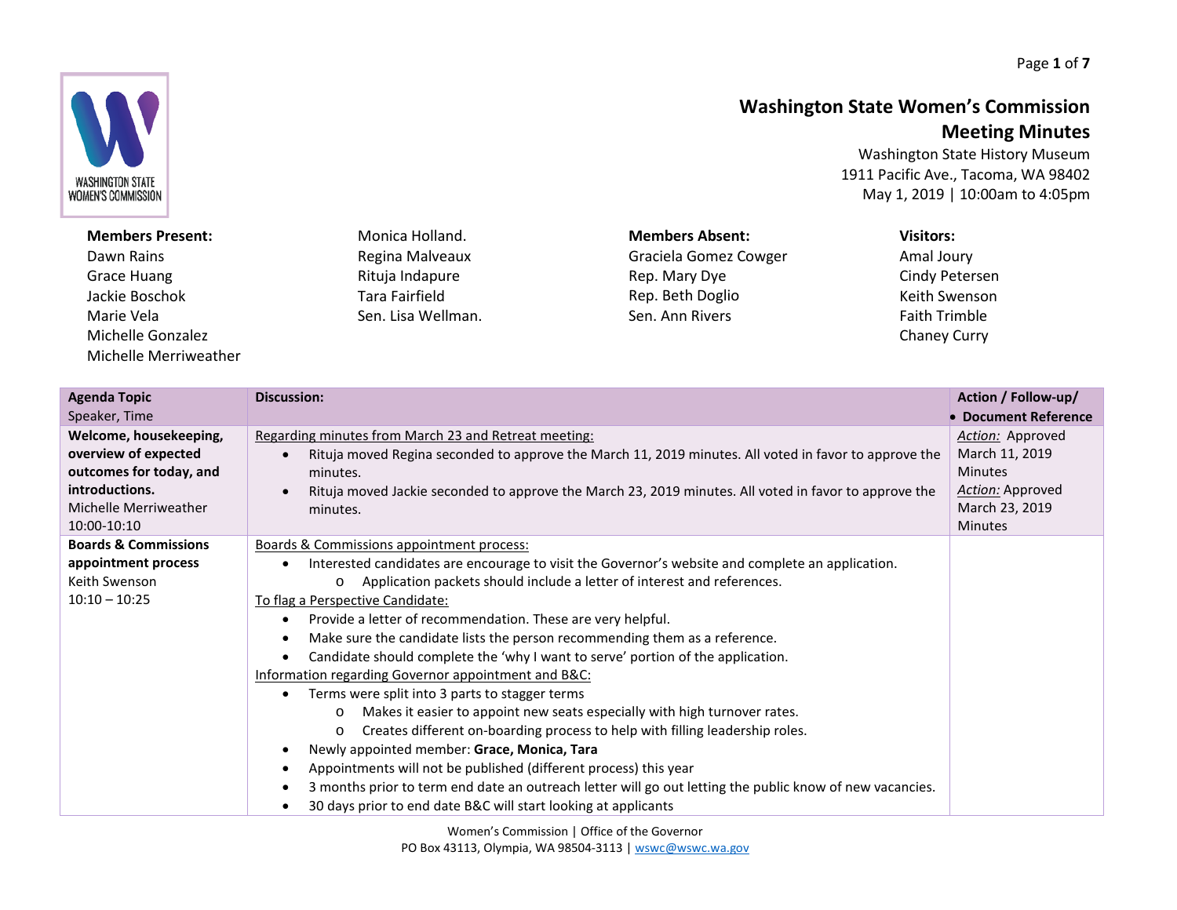# Washington State Women's Commission
## Meeting Minutes

Washington State History Museum
1911 Pacific Ave., Tacoma, WA 98402
May 1, 2019 | 10:00am to 4:05pm

**Members Present:**
Dawn Rains
Grace Huang
Jackie Boschok
Marie Vela
Michelle Gonzalez
Michelle Merriweather
Monica Holland.
Regina Malveaux
Rituja Indapure
Tara Fairfield
Sen. Lisa Wellman.

**Members Absent:**
Graciela Gomez Cowger
Rep. Mary Dye
Rep. Beth Doglio
Sen. Ann Rivers

**Visitors:**
Amal Joury
Cindy Petersen
Keith Swenson
Faith Trimble
Chaney Curry

| **Agenda Topic** Speaker, Time | **Discussion:** | **Action / Follow-up/ • Document Reference** |
|---|---|---|
| **Welcome, housekeeping, overview of expected outcomes for today, and introductions.** Michelle Merriweather 10:00-10:10 | Regarding minutes from March 23 and Retreat meeting:<br>• Rituja moved Regina seconded to approve the March 11, 2019 minutes. All voted in favor to approve the minutes.<br>• Rituja moved Jackie seconded to approve the March 23, 2019 minutes. All voted in favor to approve the minutes. | *Action:* Approved March 11, 2019 Minutes<br>*Action:* Approved March 23, 2019 Minutes |
| **Boards & Commissions appointment process** Keith Swenson 10:10 – 10:25 | Boards & Commissions appointment process:<br>• Interested candidates are encourage to visit the Governor's website and complete an application.<br>&nbsp;&nbsp;&nbsp;&nbsp;o Application packets should include a letter of interest and references.<br>To flag a Perspective Candidate:<br>• Provide a letter of recommendation. These are very helpful.<br>• Make sure the candidate lists the person recommending them as a reference.<br>• Candidate should complete the 'why I want to serve' portion of the application.<br>Information regarding Governor appointment and B&C:<br>• Terms were split into 3 parts to stagger terms<br>&nbsp;&nbsp;&nbsp;&nbsp;o Makes it easier to appoint new seats especially with high turnover rates.<br>&nbsp;&nbsp;&nbsp;&nbsp;o Creates different on-boarding process to help with filling leadership roles.<br>• Newly appointed member: **Grace, Monica, Tara**<br>• Appointments will not be published (different process) this year<br>• 3 months prior to term end date an outreach letter will go out letting the public know of new vacancies.<br>• 30 days prior to end date B&C will start looking at applicants | |

Women's Commission | Office of the Governor
PO Box 43113, Olympia, WA 98504-3113 | wswc@wswc.wa.gov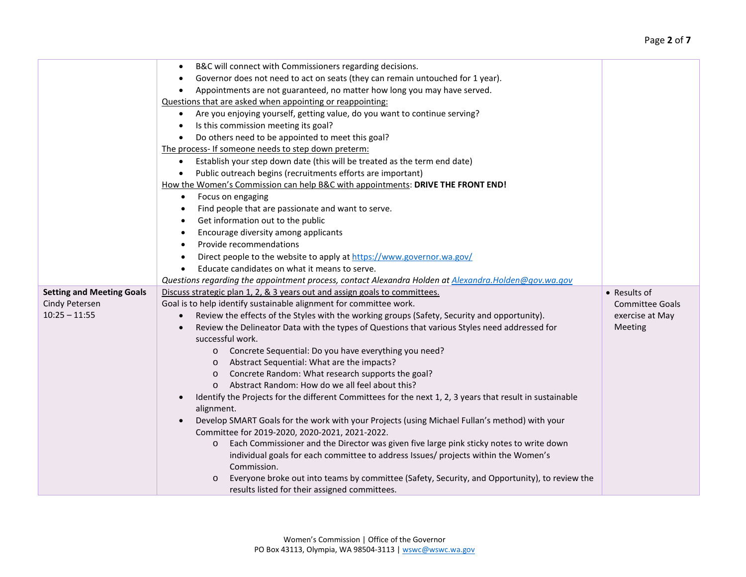|  |  |  |
|---|---|---|
|  | • B&C will connect with Commissioners regarding decisions.<br>• Governor does not need to act on seats (they can remain untouched for 1 year).<br>• Appointments are not guaranteed, no matter how long you may have served.<br><u>Questions that are asked when appointing or reappointing:</u><br>• Are you enjoying yourself, getting value, do you want to continue serving?<br>• Is this commission meeting its goal?<br>• Do others need to be appointed to meet this goal?<br><u>The process- If someone needs to step down preterm:</u><br>• Establish your step down date (this will be treated as the term end date)<br>• Public outreach begins (recruitments efforts are important)<br><u>How the Women's Commission can help B&C with appointments</u>: **DRIVE THE FRONT END!**<br>• Focus on engaging<br>• Find people that are passionate and want to serve.<br>• Get information out to the public<br>• Encourage diversity among applicants<br>• Provide recommendations<br>• Direct people to the website to apply at https://www.governor.wa.gov/<br>• Educate candidates on what it means to serve.<br>*Questions regarding the appointment process, contact Alexandra Holden at Alexandra.Holden@gov.wa.gov* |  |
| **Setting and Meeting Goals**<br>Cindy Petersen<br>10:25 – 11:55 | <u>Discuss strategic plan 1, 2, & 3 years out and assign goals to committees.</u><br>Goal is to help identify sustainable alignment for committee work.<br>• Review the effects of the Styles with the working groups (Safety, Security and opportunity).<br>• Review the Delineator Data with the types of Questions that various Styles need addressed for successful work.<br>&nbsp;&nbsp;&nbsp;&nbsp;o Concrete Sequential: Do you have everything you need?<br>&nbsp;&nbsp;&nbsp;&nbsp;o Abstract Sequential: What are the impacts?<br>&nbsp;&nbsp;&nbsp;&nbsp;o Concrete Random: What research supports the goal?<br>&nbsp;&nbsp;&nbsp;&nbsp;o Abstract Random: How do we all feel about this?<br>• Identify the Projects for the different Committees for the next 1, 2, 3 years that result in sustainable alignment.<br>• Develop SMART Goals for the work with your Projects (using Michael Fullan's method) with your Committee for 2019-2020, 2020-2021, 2021-2022.<br>&nbsp;&nbsp;&nbsp;&nbsp;o Each Commissioner and the Director was given five large pink sticky notes to write down individual goals for each committee to address Issues/ projects within the Women's Commission.<br>&nbsp;&nbsp;&nbsp;&nbsp;o Everyone broke out into teams by committee (Safety, Security, and Opportunity), to review the results listed for their assigned committees. | • Results of Committee Goals exercise at May Meeting |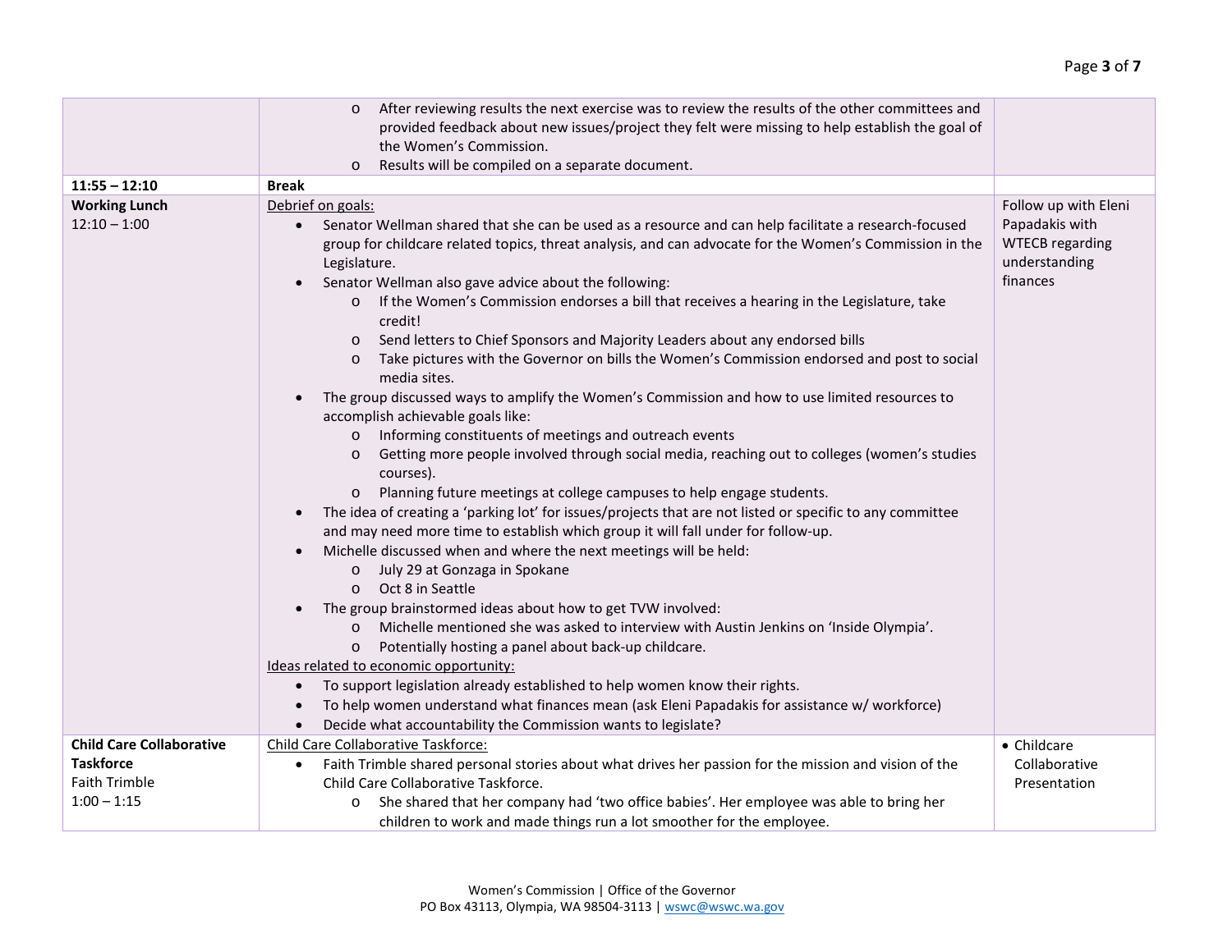| | | |
|---|---|---|
| | ◦ After reviewing results the next exercise was to review the results of the other committees and provided feedback about new issues/project they felt were missing to help establish the goal of the Women's Commission.<br>◦ Results will be compiled on a separate document. | |
| **11:55 – 12:10** | **Break** | |
| **Working Lunch**<br>12:10 – 1:00 | <u>Debrief on goals:</u><br>• Senator Wellman shared that she can be used as a resource and can help facilitate a research-focused group for childcare related topics, threat analysis, and can advocate for the Women's Commission in the Legislature.<br>• Senator Wellman also gave advice about the following:<br>&nbsp;&nbsp;◦ If the Women's Commission endorses a bill that receives a hearing in the Legislature, take credit!<br>&nbsp;&nbsp;◦ Send letters to Chief Sponsors and Majority Leaders about any endorsed bills<br>&nbsp;&nbsp;◦ Take pictures with the Governor on bills the Women's Commission endorsed and post to social media sites.<br>• The group discussed ways to amplify the Women's Commission and how to use limited resources to accomplish achievable goals like:<br>&nbsp;&nbsp;◦ Informing constituents of meetings and outreach events<br>&nbsp;&nbsp;◦ Getting more people involved through social media, reaching out to colleges (women's studies courses).<br>&nbsp;&nbsp;◦ Planning future meetings at college campuses to help engage students.<br>• The idea of creating a 'parking lot' for issues/projects that are not listed or specific to any committee and may need more time to establish which group it will fall under for follow-up.<br>• Michelle discussed when and where the next meetings will be held:<br>&nbsp;&nbsp;◦ July 29 at Gonzaga in Spokane<br>&nbsp;&nbsp;◦ Oct 8 in Seattle<br>• The group brainstormed ideas about how to get TVW involved:<br>&nbsp;&nbsp;◦ Michelle mentioned she was asked to interview with Austin Jenkins on 'Inside Olympia'.<br>&nbsp;&nbsp;◦ Potentially hosting a panel about back-up childcare.<br><u>Ideas related to economic opportunity:</u><br>• To support legislation already established to help women know their rights.<br>• To help women understand what finances mean (ask Eleni Papadakis for assistance w/ workforce)<br>• Decide what accountability the Commission wants to legislate? | Follow up with Eleni Papadakis with WTECB regarding understanding finances |
| **Child Care Collaborative Taskforce**<br>Faith Trimble<br>1:00 – 1:15 | <u>Child Care Collaborative Taskforce:</u><br>• Faith Trimble shared personal stories about what drives her passion for the mission and vision of the Child Care Collaborative Taskforce.<br>&nbsp;&nbsp;◦ She shared that her company had 'two office babies'. Her employee was able to bring her children to work and made things run a lot smoother for the employee. | • Childcare Collaborative Presentation |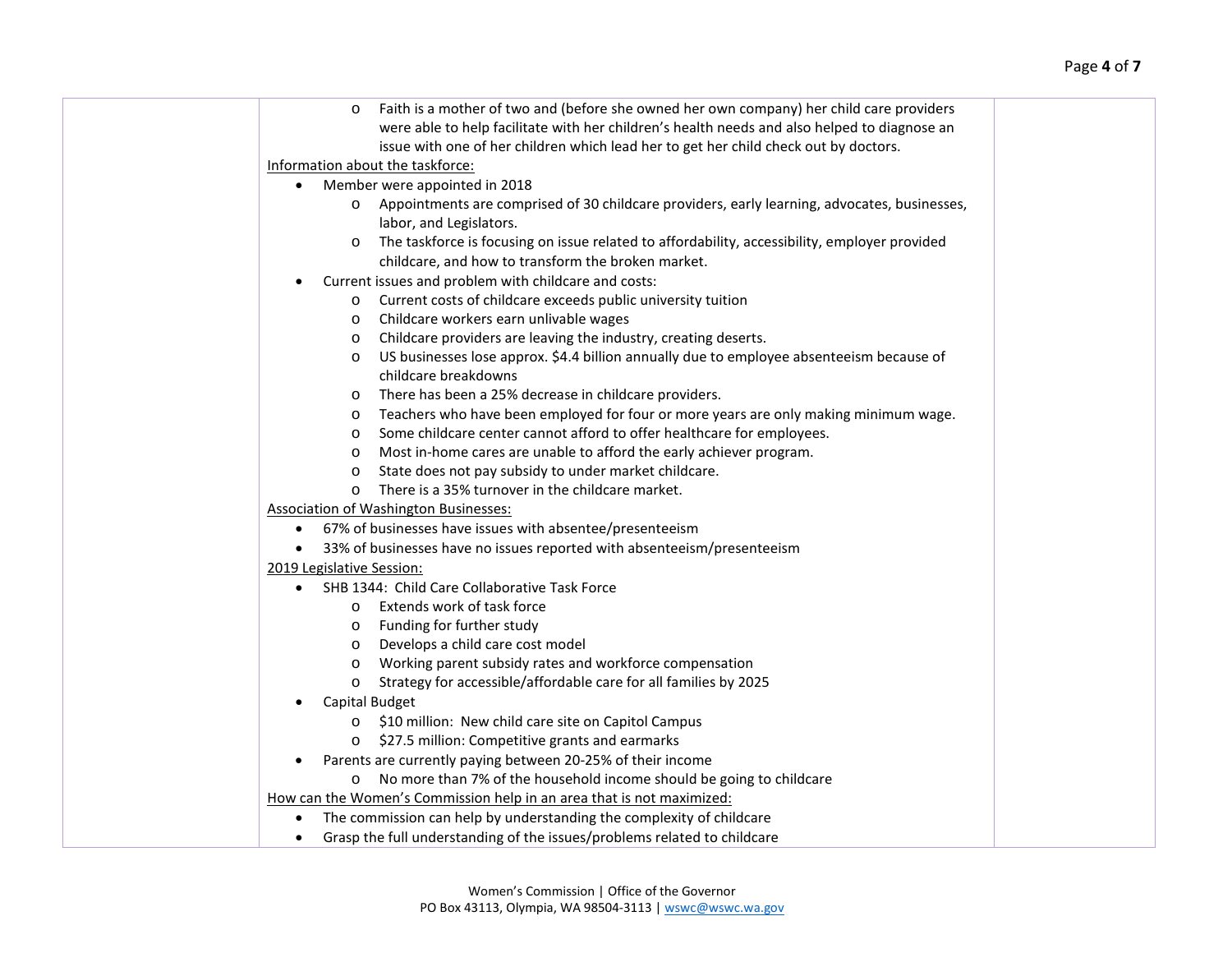- Faith is a mother of two and (before she owned her own company) her child care providers were able to help facilitate with her children's health needs and also helped to diagnose an issue with one of her children which lead her to get her child check out by doctors.

Information about the taskforce:

- Member were appointed in 2018
  - Appointments are comprised of 30 childcare providers, early learning, advocates, businesses, labor, and Legislators.
  - The taskforce is focusing on issue related to affordability, accessibility, employer provided childcare, and how to transform the broken market.
- Current issues and problem with childcare and costs:
  - Current costs of childcare exceeds public university tuition
  - Childcare workers earn unlivable wages
  - Childcare providers are leaving the industry, creating deserts.
  - US businesses lose approx. $4.4 billion annually due to employee absenteeism because of childcare breakdowns
  - There has been a 25% decrease in childcare providers.
  - Teachers who have been employed for four or more years are only making minimum wage.
  - Some childcare center cannot afford to offer healthcare for employees.
  - Most in-home cares are unable to afford the early achiever program.
  - State does not pay subsidy to under market childcare.
  - There is a 35% turnover in the childcare market.

Association of Washington Businesses:

- 67% of businesses have issues with absentee/presenteeism
- 33% of businesses have no issues reported with absenteeism/presenteeism

2019 Legislative Session:

- SHB 1344: Child Care Collaborative Task Force
  - Extends work of task force
  - Funding for further study
  - Develops a child care cost model
  - Working parent subsidy rates and workforce compensation
  - Strategy for accessible/affordable care for all families by 2025
- Capital Budget
  - $10 million: New child care site on Capitol Campus
  - $27.5 million: Competitive grants and earmarks
- Parents are currently paying between 20-25% of their income
  - No more than 7% of the household income should be going to childcare

How can the Women's Commission help in an area that is not maximized:

- The commission can help by understanding the complexity of childcare
- Grasp the full understanding of the issues/problems related to childcare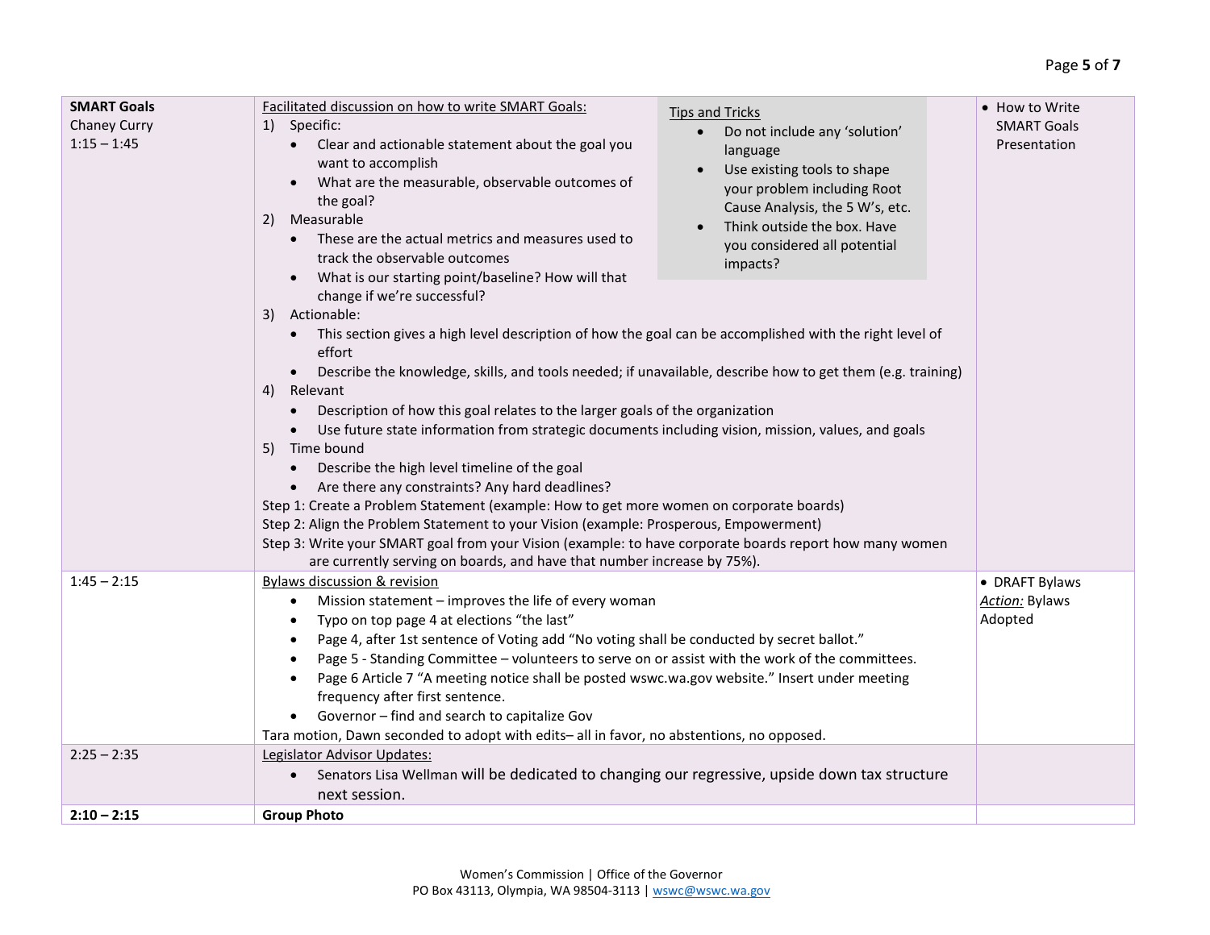| | | |
|---|---|---|
| **SMART Goals**<br>Chaney Curry<br>1:15 – 1:45 | Facilitated discussion on how to write SMART Goals:<br>1) Specific:<br>• Clear and actionable statement about the goal you want to accomplish<br>• What are the measurable, observable outcomes of the goal?<br>2) Measurable<br>• These are the actual metrics and measures used to track the observable outcomes<br>• What is our starting point/baseline? How will that change if we're successful?<br>3) Actionable:<br>• This section gives a high level description of how the goal can be accomplished with the right level of effort<br>• Describe the knowledge, skills, and tools needed; if unavailable, describe how to get them (e.g. training)<br>4) Relevant<br>• Description of how this goal relates to the larger goals of the organization<br>• Use future state information from strategic documents including vision, mission, values, and goals<br>5) Time bound<br>• Describe the high level timeline of the goal<br>• Are there any constraints? Any hard deadlines?<br>Tips and Tricks<br>• Do not include any 'solution' language<br>• Use existing tools to shape your problem including Root Cause Analysis, the 5 W's, etc.<br>• Think outside the box. Have you considered all potential impacts?<br>Step 1: Create a Problem Statement (example: How to get more women on corporate boards)<br>Step 2: Align the Problem Statement to your Vision (example: Prosperous, Empowerment)<br>Step 3: Write your SMART goal from your Vision (example: to have corporate boards report how many women are currently serving on boards, and have that number increase by 75%). | • How to Write SMART Goals Presentation |
| 1:45 – 2:15 | Bylaws discussion & revision<br>• Mission statement – improves the life of every woman<br>• Typo on top page 4 at elections "the last"<br>• Page 4, after 1st sentence of Voting add "No voting shall be conducted by secret ballot."<br>• Page 5 - Standing Committee – volunteers to serve on or assist with the work of the committees.<br>• Page 6 Article 7 "A meeting notice shall be posted wswc.wa.gov website." Insert under meeting frequency after first sentence.<br>• Governor – find and search to capitalize Gov<br>Tara motion, Dawn seconded to adopt with edits– all in favor, no abstentions, no opposed. | • DRAFT Bylaws<br>***Action:*** Bylaws Adopted |
| 2:25 – 2:35 | Legislator Advisor Updates:<br>• Senators Lisa Wellman will be dedicated to changing our regressive, upside down tax structure next session. | |
| **2:10 – 2:15** | **Group Photo** | |

Women's Commission | Office of the Governor
PO Box 43113, Olympia, WA 98504-3113 | wswc@wswc.wa.gov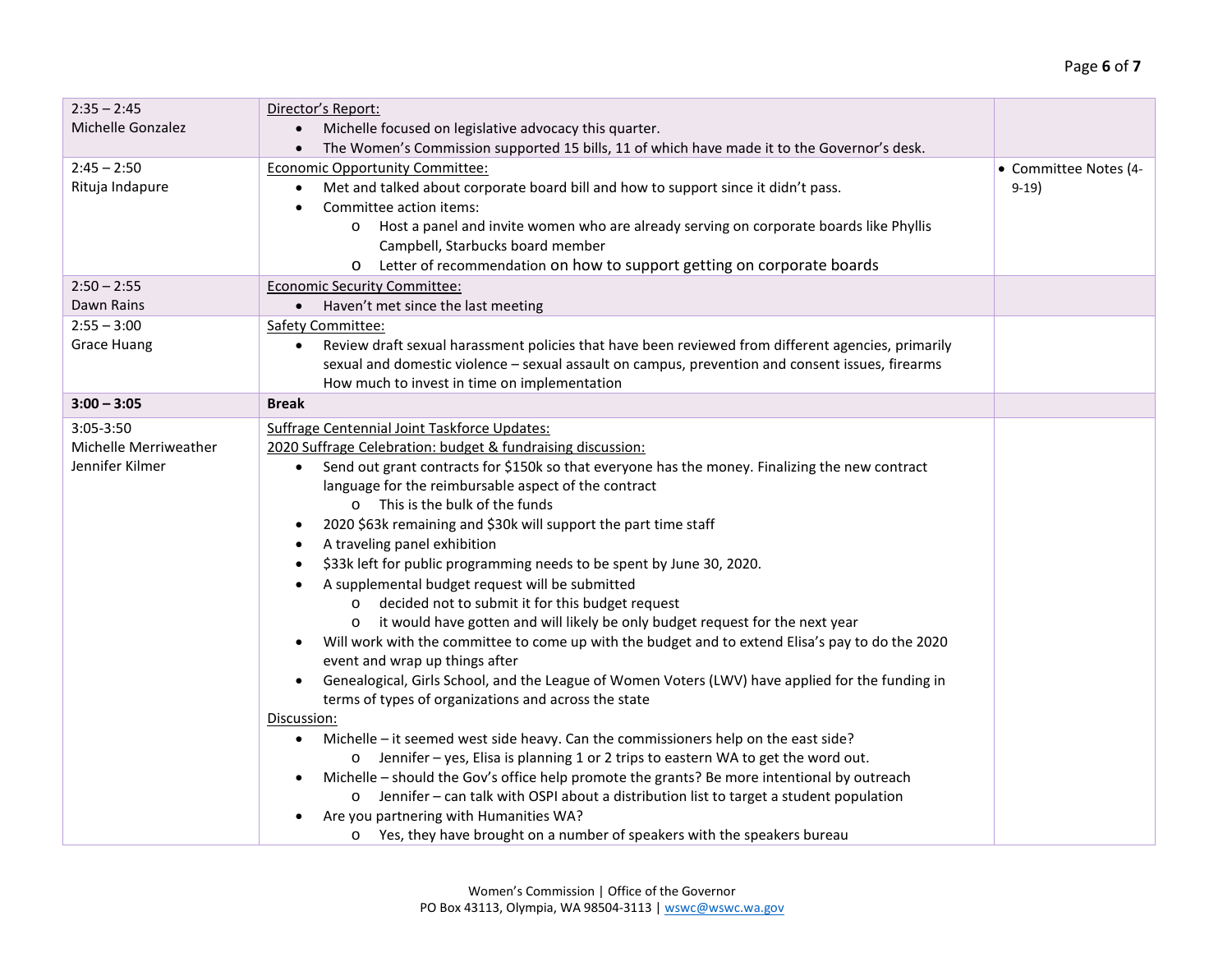| | | |
|---|---|---|
| 2:35 – 2:45<br>Michelle Gonzalez | Director's Report:<br>• Michelle focused on legislative advocacy this quarter.<br>• The Women's Commission supported 15 bills, 11 of which have made it to the Governor's desk. | |
| 2:45 – 2:50<br>Rituja Indapure | Economic Opportunity Committee:<br>• Met and talked about corporate board bill and how to support since it didn't pass.<br>• Committee action items:<br>  o Host a panel and invite women who are already serving on corporate boards like Phyllis Campbell, Starbucks board member<br>  o Letter of recommendation on how to support getting on corporate boards | • Committee Notes (4-9-19) |
| 2:50 – 2:55<br>Dawn Rains | Economic Security Committee:<br>• Haven't met since the last meeting | |
| 2:55 – 3:00<br>Grace Huang | Safety Committee:<br>• Review draft sexual harassment policies that have been reviewed from different agencies, primarily sexual and domestic violence – sexual assault on campus, prevention and consent issues, firearms How much to invest in time on implementation | |
| **3:00 – 3:05** | **Break** | |
| 3:05-3:50<br>Michelle Merriweather<br>Jennifer Kilmer | Suffrage Centennial Joint Taskforce Updates:<br>2020 Suffrage Celebration: budget & fundraising discussion:<br>• Send out grant contracts for $150k so that everyone has the money. Finalizing the new contract language for the reimbursable aspect of the contract<br>  o This is the bulk of the funds<br>• 2020 $63k remaining and $30k will support the part time staff<br>• A traveling panel exhibition<br>• $33k left for public programming needs to be spent by June 30, 2020.<br>• A supplemental budget request will be submitted<br>  o decided not to submit it for this budget request<br>  o it would have gotten and will likely be only budget request for the next year<br>• Will work with the committee to come up with the budget and to extend Elisa's pay to do the 2020 event and wrap up things after<br>• Genealogical, Girls School, and the League of Women Voters (LWV) have applied for the funding in terms of types of organizations and across the state<br>Discussion:<br>• Michelle – it seemed west side heavy. Can the commissioners help on the east side?<br>  o Jennifer – yes, Elisa is planning 1 or 2 trips to eastern WA to get the word out.<br>• Michelle – should the Gov's office help promote the grants? Be more intentional by outreach<br>  o Jennifer – can talk with OSPI about a distribution list to target a student population<br>• Are you partnering with Humanities WA?<br>  o Yes, they have brought on a number of speakers with the speakers bureau | |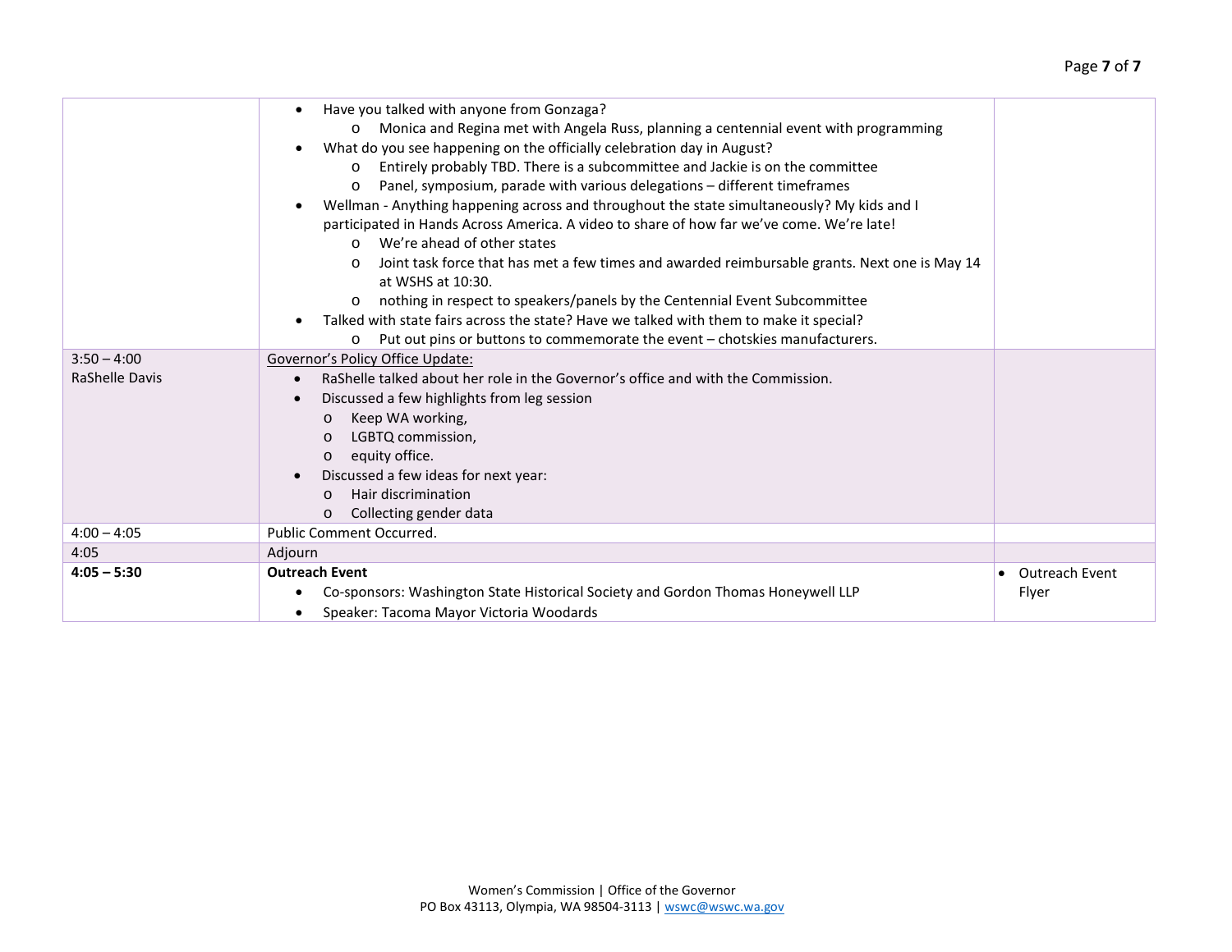| | | |
|---|---|---|
| | • Have you talked with anyone from Gonzaga?<br>  o Monica and Regina met with Angela Russ, planning a centennial event with programming<br>• What do you see happening on the officially celebration day in August?<br>  o Entirely probably TBD. There is a subcommittee and Jackie is on the committee<br>  o Panel, symposium, parade with various delegations – different timeframes<br>• Wellman - Anything happening across and throughout the state simultaneously? My kids and I participated in Hands Across America. A video to share of how far we've come. We're late!<br>  o We're ahead of other states<br>  o Joint task force that has met a few times and awarded reimbursable grants. Next one is May 14 at WSHS at 10:30.<br>  o nothing in respect to speakers/panels by the Centennial Event Subcommittee<br>• Talked with state fairs across the state? Have we talked with them to make it special?<br>  o Put out pins or buttons to commemorate the event – chotskies manufacturers. | |
| 3:50 – 4:00<br>RaShelle Davis | <u>Governor's Policy Office Update:</u><br>• RaShelle talked about her role in the Governor's office and with the Commission.<br>• Discussed a few highlights from leg session<br>  o Keep WA working,<br>  o LGBTQ commission,<br>  o equity office.<br>• Discussed a few ideas for next year:<br>  o Hair discrimination<br>  o Collecting gender data | |
| 4:00 – 4:05 | Public Comment Occurred. | |
| 4:05 | Adjourn | |
| **4:05 – 5:30** | **Outreach Event**<br>• Co-sponsors: Washington State Historical Society and Gordon Thomas Honeywell LLP<br>• Speaker: Tacoma Mayor Victoria Woodards | • Outreach Event Flyer |

Women's Commission | Office of the Governor
PO Box 43113, Olympia, WA 98504-3113 | wswc@wswc.wa.gov